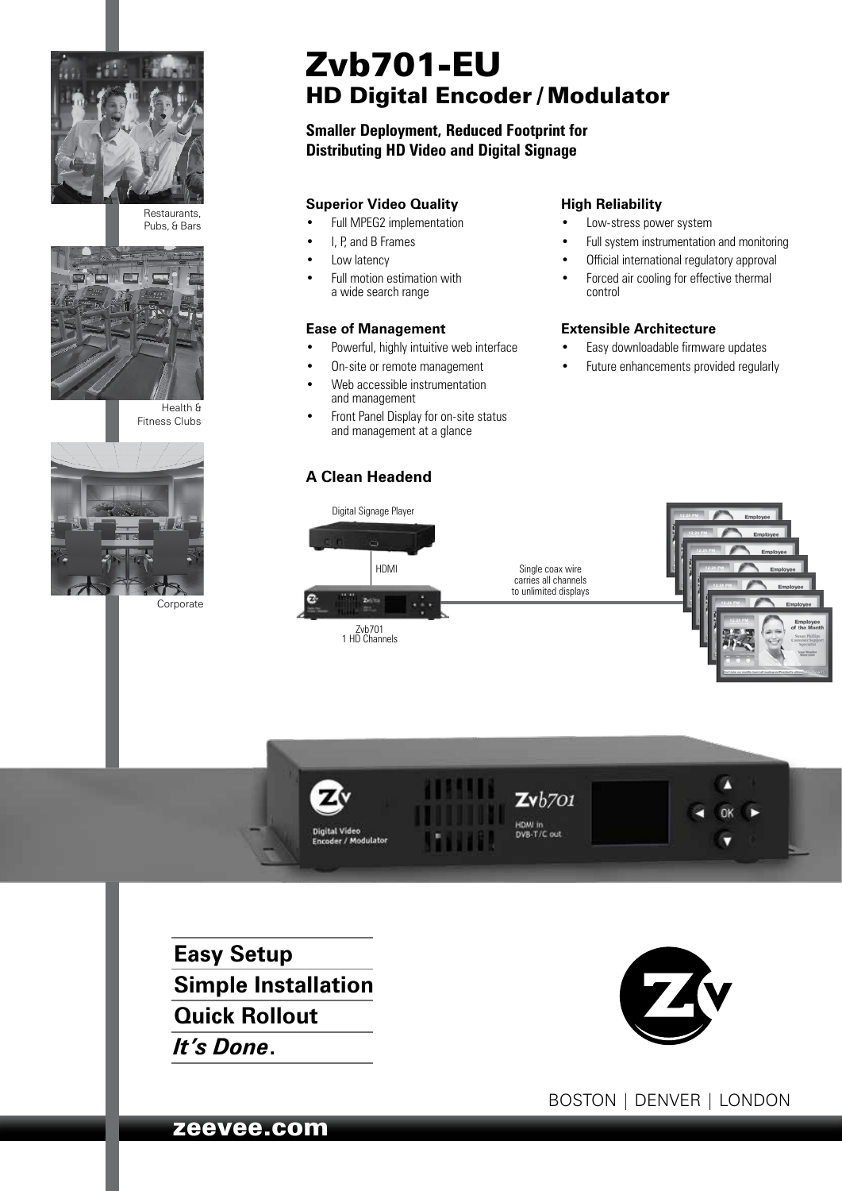# Zvb701-EU

## HD Digital Encoder / Modulator

**Smaller Deployment, Reduced Footprint for Distributing HD Video and Digital Signage**

Restaurants, Pubs, & Bars

Health & Fitness Clubs

Corporate

### Superior Video Quality

- Full MPEG2 implementation
- I, P, and B Frames
- Low latency
- Full motion estimation with a wide search range

### Ease of Management

- Powerful, highly intuitive web interface
- On-site or remote management
- Web accessible instrumentation and management
- Front Panel Display for on-site status and management at a glance

### High Reliability

- Low-stress power system
- Full system instrumentation and monitoring
- Official international regulatory approval
- Forced air cooling for effective thermal control

### Extensible Architecture

- Easy downloadable firmware updates
- Future enhancements provided regularly

### A Clean Headend

Digital Signage Player

HDMI

Zvb701
1 HD Channels

Single coax wire carries all channels to unlimited displays

**Easy Setup**

**Simple Installation**

**Quick Rollout**

***It's Done*.**

BOSTON | DENVER | LONDON

**zeevee.com**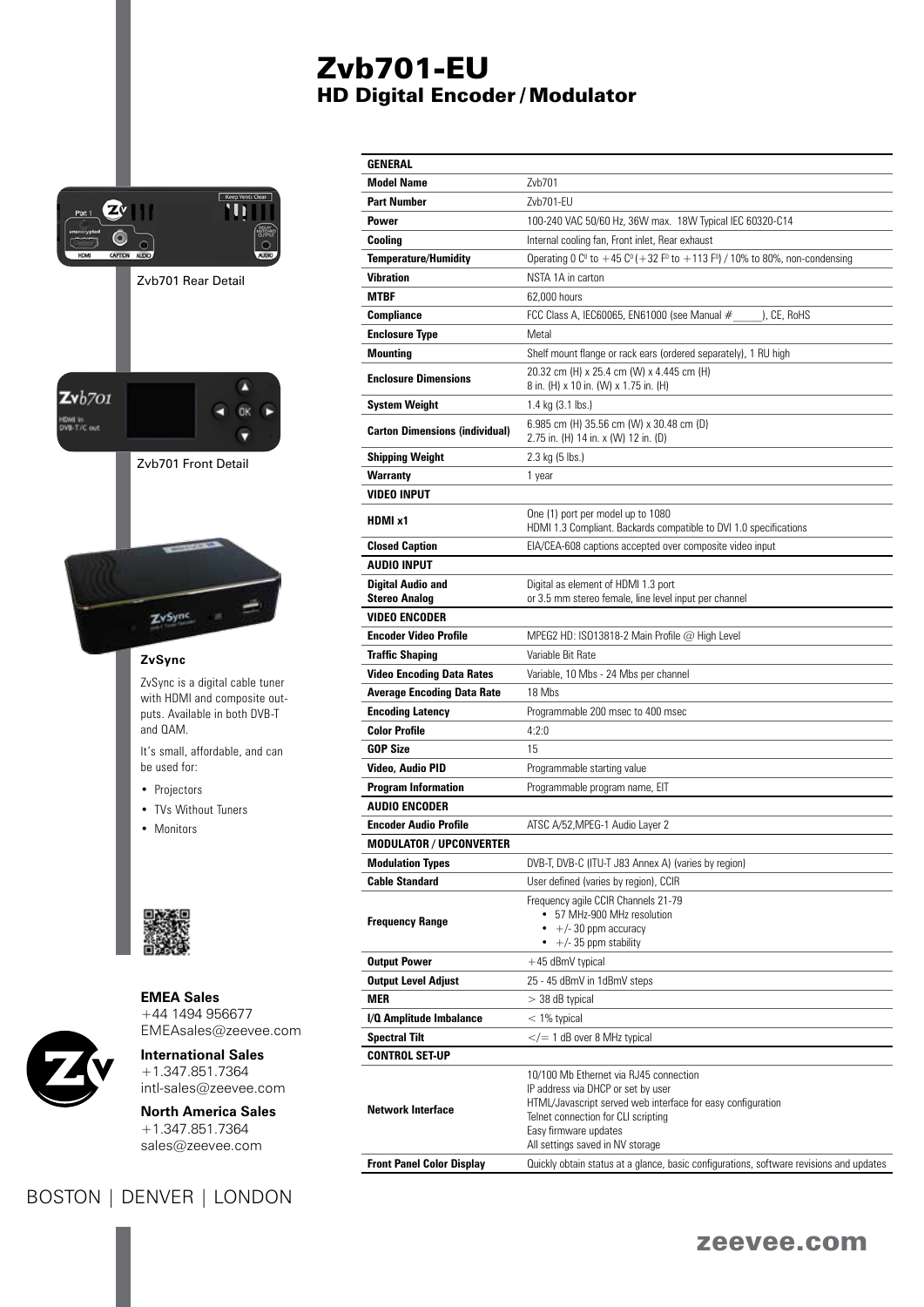# Zvb701-EU

## HD Digital Encoder / Modulator

Zvb701 Rear Detail

Zvb701 Front Detail

**ZvSync**

ZvSync is a digital cable tuner with HDMI and composite outputs. Available in both DVB-T and QAM.

It's small, affordable, and can be used for:

- Projectors
- TVs Without Tuners
- Monitors

| | |
|---|---|
| **GENERAL** | |
| **Model Name** | Zvb701 |
| **Part Number** | Zvb701-EU |
| **Power** | 100-240 VAC 50/60 Hz, 36W max. 18W Typical IEC 60320-C14 |
| **Cooling** | Internal cooling fan, Front inlet, Rear exhaust |
| **Temperature/Humidity** | Operating 0 C⁰ to +45 C⁰ (+32 F⁰ to +113 F⁰) / 10% to 80%, non-condensing |
| **Vibration** | NSTA 1A in carton |
| **MTBF** | 62,000 hours |
| **Compliance** | FCC Class A, IEC60065, EN61000 (see Manual #_____), CE, RoHS |
| **Enclosure Type** | Metal |
| **Mounting** | Shelf mount flange or rack ears (ordered separately), 1 RU high |
| **Enclosure Dimensions** | 20.32 cm (H) x 25.4 cm (W) x 4.445 cm (H)<br>8 in. (H) x 10 in. (W) x 1.75 in. (H) |
| **System Weight** | 1.4 kg (3.1 lbs.) |
| **Carton Dimensions (individual)** | 6.985 cm (H) 35.56 cm (W) x 30.48 cm (D)<br>2.75 in. (H) 14 in. x (W) 12 in. (D) |
| **Shipping Weight** | 2.3 kg (5 lbs.) |
| **Warranty** | 1 year |
| **VIDEO INPUT** | |
| **HDMI x1** | One (1) port per model up to 1080<br>HDMI 1.3 Compliant. Backards compatible to DVI 1.0 specifications |
| **Closed Caption** | EIA/CEA-608 captions accepted over composite video input |
| **AUDIO INPUT** | |
| **Digital Audio and Stereo Analog** | Digital as element of HDMI 1.3 port<br>or 3.5 mm stereo female, line level input per channel |
| **VIDEO ENCODER** | |
| **Encoder Video Profile** | MPEG2 HD: ISO13818-2 Main Profile @ High Level |
| **Traffic Shaping** | Variable Bit Rate |
| **Video Encoding Data Rates** | Variable, 10 Mbs - 24 Mbs per channel |
| **Average Encoding Data Rate** | 18 Mbs |
| **Encoding Latency** | Programmable 200 msec to 400 msec |
| **Color Profile** | 4:2:0 |
| **GOP Size** | 15 |
| **Video, Audio PID** | Programmable starting value |
| **Program Information** | Programmable program name, EIT |
| **AUDIO ENCODER** | |
| **Encoder Audio Profile** | ATSC A/52,MPEG-1 Audio Layer 2 |
| **MODULATOR / UPCONVERTER** | |
| **Modulation Types** | DVB-T, DVB-C (ITU-T J83 Annex A) (varies by region) |
| **Cable Standard** | User defined (varies by region), CCIR |
| **Frequency Range** | Frequency agile CCIR Channels 21-79<br>• 57 MHz-900 MHz resolution<br>• +/- 30 ppm accuracy<br>• +/- 35 ppm stability |
| **Output Power** | +45 dBmV typical |
| **Output Level Adjust** | 25 - 45 dBmV in 1dBmV steps |
| **MER** | > 38 dB typical |
| **I/Q Amplitude Imbalance** | < 1% typical |
| **Spectral Tilt** | </= 1 dB over 8 MHz typical |
| **CONTROL SET-UP** | |
| **Network Interface** | 10/100 Mb Ethernet via RJ45 connection<br>IP address via DHCP or set by user<br>HTML/Javascript served web interface for easy configuration<br>Telnet connection for CLI scripting<br>Easy firmware updates<br>All settings saved in NV storage |
| **Front Panel Color Display** | Quickly obtain status at a glance, basic configurations, software revisions and updates |

**EMEA Sales**
+44 1494 956677
EMEAsales@zeevee.com

**International Sales**
+1.347.851.7364
intl-sales@zeevee.com

**North America Sales**
+1.347.851.7364
sales@zeevee.com

BOSTON | DENVER | LONDON

zeevee.com